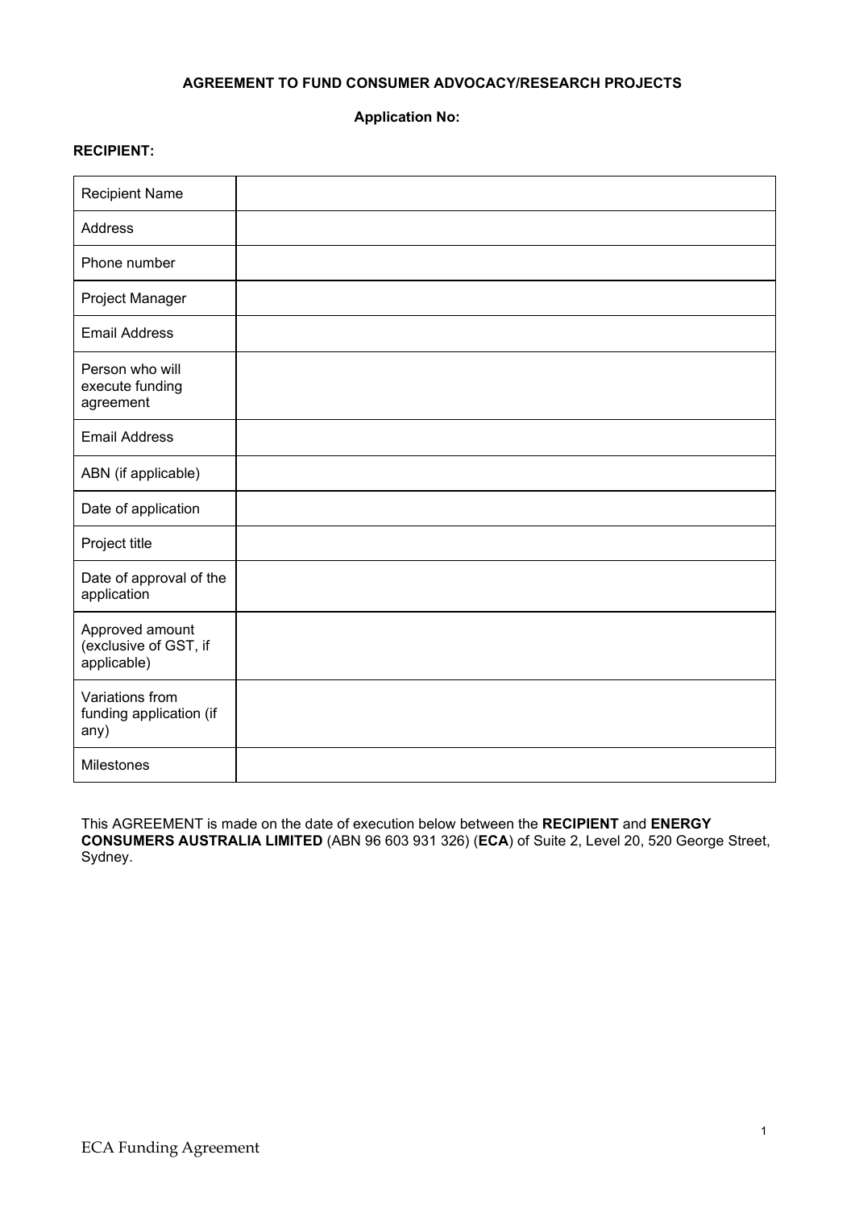# AGREEMENT TO FUND CONSUMER ADVOCACY/RESEARCH PROJECTS

**Application No:**

**RECIPIENT:**

| | |
|---|---|
| Recipient Name | |
| Address | |
| Phone number | |
| Project Manager | |
| Email Address | |
| Person who will execute funding agreement | |
| Email Address | |
| ABN (if applicable) | |
| Date of application | |
| Project title | |
| Date of approval of the application | |
| Approved amount (exclusive of GST, if applicable) | |
| Variations from funding application (if any) | |
| Milestones | |

This AGREEMENT is made on the date of execution below between the **RECIPIENT** and **ENERGY CONSUMERS AUSTRALIA LIMITED** (ABN 96 603 931 326) (**ECA**) of Suite 2, Level 20, 520 George Street, Sydney.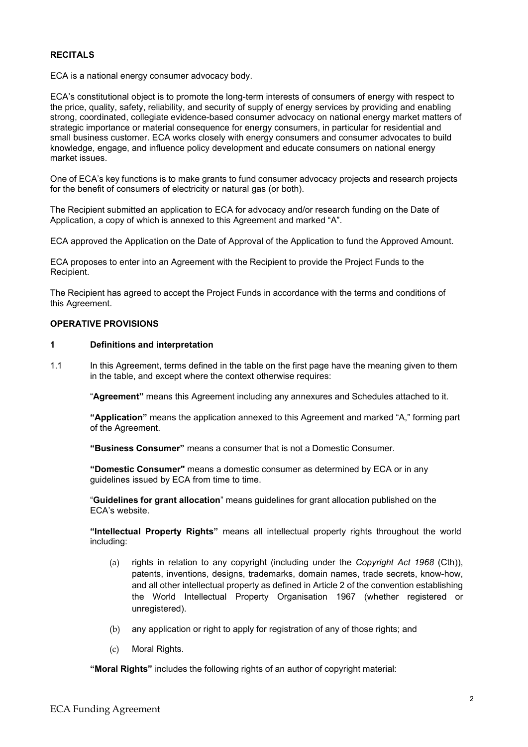**RECITALS**

ECA is a national energy consumer advocacy body.

ECA's constitutional object is to promote the long-term interests of consumers of energy with respect to the price, quality, safety, reliability, and security of supply of energy services by providing and enabling strong, coordinated, collegiate evidence-based consumer advocacy on national energy market matters of strategic importance or material consequence for energy consumers, in particular for residential and small business customer. ECA works closely with energy consumers and consumer advocates to build knowledge, engage, and influence policy development and educate consumers on national energy market issues.

One of ECA's key functions is to make grants to fund consumer advocacy projects and research projects for the benefit of consumers of electricity or natural gas (or both).

The Recipient submitted an application to ECA for advocacy and/or research funding on the Date of Application, a copy of which is annexed to this Agreement and marked "A".

ECA approved the Application on the Date of Approval of the Application to fund the Approved Amount.

ECA proposes to enter into an Agreement with the Recipient to provide the Project Funds to the Recipient.

The Recipient has agreed to accept the Project Funds in accordance with the terms and conditions of this Agreement.

**OPERATIVE PROVISIONS**

**1 Definitions and interpretation**

1.1 In this Agreement, terms defined in the table on the first page have the meaning given to them in the table, and except where the context otherwise requires:

"**Agreement"** means this Agreement including any annexures and Schedules attached to it.

**"Application"** means the application annexed to this Agreement and marked "A," forming part of the Agreement.

**"Business Consumer"** means a consumer that is not a Domestic Consumer.

**"Domestic Consumer"** means a domestic consumer as determined by ECA or in any guidelines issued by ECA from time to time.

"**Guidelines for grant allocation**" means guidelines for grant allocation published on the ECA's website.

**"Intellectual Property Rights"** means all intellectual property rights throughout the world including:

(a) rights in relation to any copyright (including under the *Copyright Act 1968* (Cth)), patents, inventions, designs, trademarks, domain names, trade secrets, know-how, and all other intellectual property as defined in Article 2 of the convention establishing the World Intellectual Property Organisation 1967 (whether registered or unregistered).

(b) any application or right to apply for registration of any of those rights; and

(c) Moral Rights.

**"Moral Rights"** includes the following rights of an author of copyright material: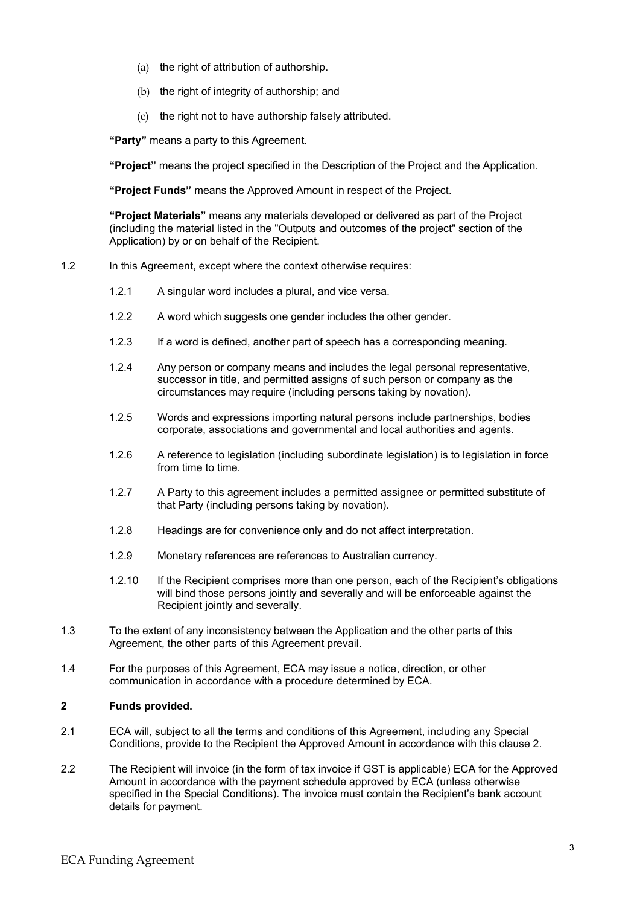(a) the right of attribution of authorship.

(b) the right of integrity of authorship; and

(c) the right not to have authorship falsely attributed.

**"Party"** means a party to this Agreement.

**"Project"** means the project specified in the Description of the Project and the Application.

**"Project Funds"** means the Approved Amount in respect of the Project.

**"Project Materials"** means any materials developed or delivered as part of the Project (including the material listed in the "Outputs and outcomes of the project" section of the Application) by or on behalf of the Recipient.

1.2 In this Agreement, except where the context otherwise requires:

1.2.1 A singular word includes a plural, and vice versa.

1.2.2 A word which suggests one gender includes the other gender.

1.2.3 If a word is defined, another part of speech has a corresponding meaning.

1.2.4 Any person or company means and includes the legal personal representative, successor in title, and permitted assigns of such person or company as the circumstances may require (including persons taking by novation).

1.2.5 Words and expressions importing natural persons include partnerships, bodies corporate, associations and governmental and local authorities and agents.

1.2.6 A reference to legislation (including subordinate legislation) is to legislation in force from time to time.

1.2.7 A Party to this agreement includes a permitted assignee or permitted substitute of that Party (including persons taking by novation).

1.2.8 Headings are for convenience only and do not affect interpretation.

1.2.9 Monetary references are references to Australian currency.

1.2.10 If the Recipient comprises more than one person, each of the Recipient's obligations will bind those persons jointly and severally and will be enforceable against the Recipient jointly and severally.

1.3 To the extent of any inconsistency between the Application and the other parts of this Agreement, the other parts of this Agreement prevail.

1.4 For the purposes of this Agreement, ECA may issue a notice, direction, or other communication in accordance with a procedure determined by ECA.

## 2 Funds provided.

2.1 ECA will, subject to all the terms and conditions of this Agreement, including any Special Conditions, provide to the Recipient the Approved Amount in accordance with this clause 2.

2.2 The Recipient will invoice (in the form of tax invoice if GST is applicable) ECA for the Approved Amount in accordance with the payment schedule approved by ECA (unless otherwise specified in the Special Conditions). The invoice must contain the Recipient's bank account details for payment.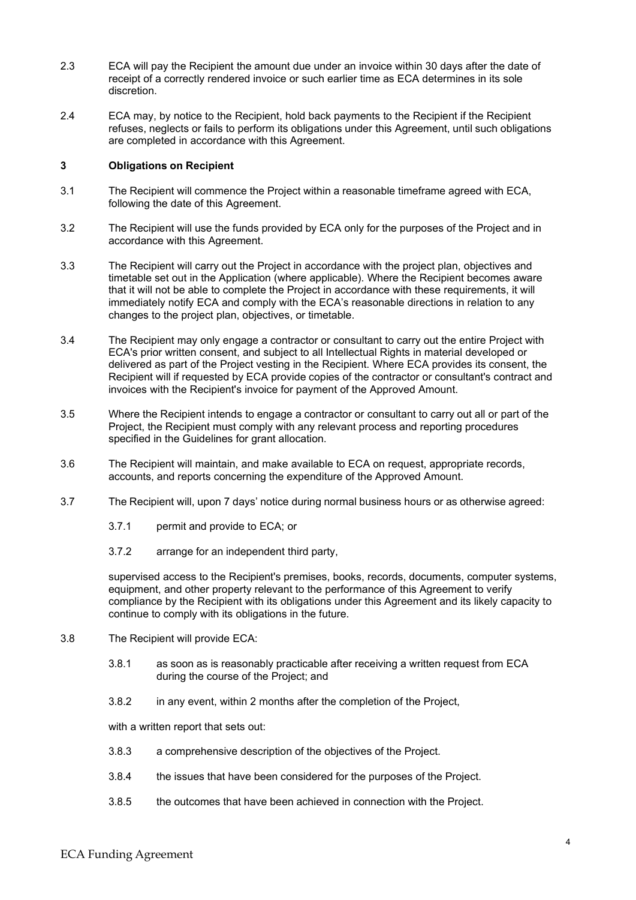2.3 ECA will pay the Recipient the amount due under an invoice within 30 days after the date of receipt of a correctly rendered invoice or such earlier time as ECA determines in its sole discretion.

2.4 ECA may, by notice to the Recipient, hold back payments to the Recipient if the Recipient refuses, neglects or fails to perform its obligations under this Agreement, until such obligations are completed in accordance with this Agreement.

## 3 Obligations on Recipient

3.1 The Recipient will commence the Project within a reasonable timeframe agreed with ECA, following the date of this Agreement.

3.2 The Recipient will use the funds provided by ECA only for the purposes of the Project and in accordance with this Agreement.

3.3 The Recipient will carry out the Project in accordance with the project plan, objectives and timetable set out in the Application (where applicable). Where the Recipient becomes aware that it will not be able to complete the Project in accordance with these requirements, it will immediately notify ECA and comply with the ECA's reasonable directions in relation to any changes to the project plan, objectives, or timetable.

3.4 The Recipient may only engage a contractor or consultant to carry out the entire Project with ECA's prior written consent, and subject to all Intellectual Rights in material developed or delivered as part of the Project vesting in the Recipient. Where ECA provides its consent, the Recipient will if requested by ECA provide copies of the contractor or consultant's contract and invoices with the Recipient's invoice for payment of the Approved Amount.

3.5 Where the Recipient intends to engage a contractor or consultant to carry out all or part of the Project, the Recipient must comply with any relevant process and reporting procedures specified in the Guidelines for grant allocation.

3.6 The Recipient will maintain, and make available to ECA on request, appropriate records, accounts, and reports concerning the expenditure of the Approved Amount.

3.7 The Recipient will, upon 7 days' notice during normal business hours or as otherwise agreed:

3.7.1 permit and provide to ECA; or

3.7.2 arrange for an independent third party,

supervised access to the Recipient's premises, books, records, documents, computer systems, equipment, and other property relevant to the performance of this Agreement to verify compliance by the Recipient with its obligations under this Agreement and its likely capacity to continue to comply with its obligations in the future.

3.8 The Recipient will provide ECA:

3.8.1 as soon as is reasonably practicable after receiving a written request from ECA during the course of the Project; and

3.8.2 in any event, within 2 months after the completion of the Project,

with a written report that sets out:

3.8.3 a comprehensive description of the objectives of the Project.

3.8.4 the issues that have been considered for the purposes of the Project.

3.8.5 the outcomes that have been achieved in connection with the Project.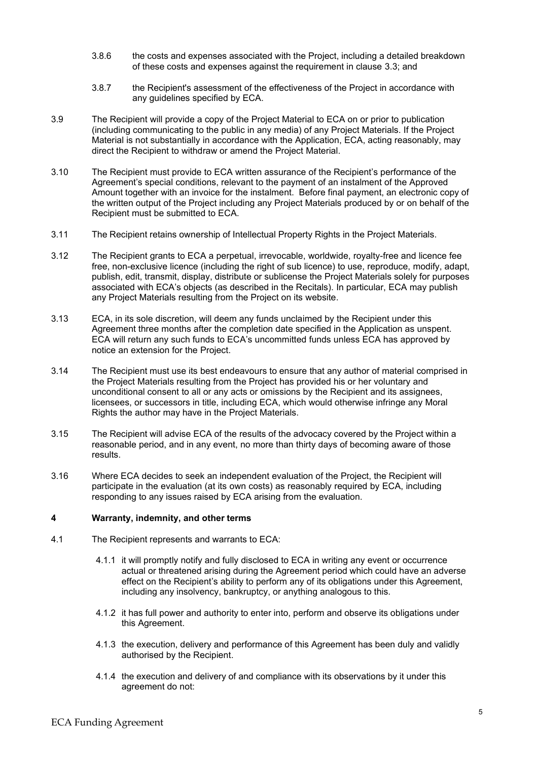3.8.6 the costs and expenses associated with the Project, including a detailed breakdown of these costs and expenses against the requirement in clause 3.3; and

3.8.7 the Recipient's assessment of the effectiveness of the Project in accordance with any guidelines specified by ECA.

3.9 The Recipient will provide a copy of the Project Material to ECA on or prior to publication (including communicating to the public in any media) of any Project Materials. If the Project Material is not substantially in accordance with the Application, ECA, acting reasonably, may direct the Recipient to withdraw or amend the Project Material.

3.10 The Recipient must provide to ECA written assurance of the Recipient's performance of the Agreement's special conditions, relevant to the payment of an instalment of the Approved Amount together with an invoice for the instalment. Before final payment, an electronic copy of the written output of the Project including any Project Materials produced by or on behalf of the Recipient must be submitted to ECA.

3.11 The Recipient retains ownership of Intellectual Property Rights in the Project Materials.

3.12 The Recipient grants to ECA a perpetual, irrevocable, worldwide, royalty-free and licence fee free, non-exclusive licence (including the right of sub licence) to use, reproduce, modify, adapt, publish, edit, transmit, display, distribute or sublicense the Project Materials solely for purposes associated with ECA's objects (as described in the Recitals). In particular, ECA may publish any Project Materials resulting from the Project on its website.

3.13 ECA, in its sole discretion, will deem any funds unclaimed by the Recipient under this Agreement three months after the completion date specified in the Application as unspent. ECA will return any such funds to ECA's uncommitted funds unless ECA has approved by notice an extension for the Project.

3.14 The Recipient must use its best endeavours to ensure that any author of material comprised in the Project Materials resulting from the Project has provided his or her voluntary and unconditional consent to all or any acts or omissions by the Recipient and its assignees, licensees, or successors in title, including ECA, which would otherwise infringe any Moral Rights the author may have in the Project Materials.

3.15 The Recipient will advise ECA of the results of the advocacy covered by the Project within a reasonable period, and in any event, no more than thirty days of becoming aware of those results.

3.16 Where ECA decides to seek an independent evaluation of the Project, the Recipient will participate in the evaluation (at its own costs) as reasonably required by ECA, including responding to any issues raised by ECA arising from the evaluation.

## 4 Warranty, indemnity, and other terms

4.1 The Recipient represents and warrants to ECA:

4.1.1 it will promptly notify and fully disclosed to ECA in writing any event or occurrence actual or threatened arising during the Agreement period which could have an adverse effect on the Recipient's ability to perform any of its obligations under this Agreement, including any insolvency, bankruptcy, or anything analogous to this.

4.1.2 it has full power and authority to enter into, perform and observe its obligations under this Agreement.

4.1.3 the execution, delivery and performance of this Agreement has been duly and validly authorised by the Recipient.

4.1.4 the execution and delivery of and compliance with its observations by it under this agreement do not: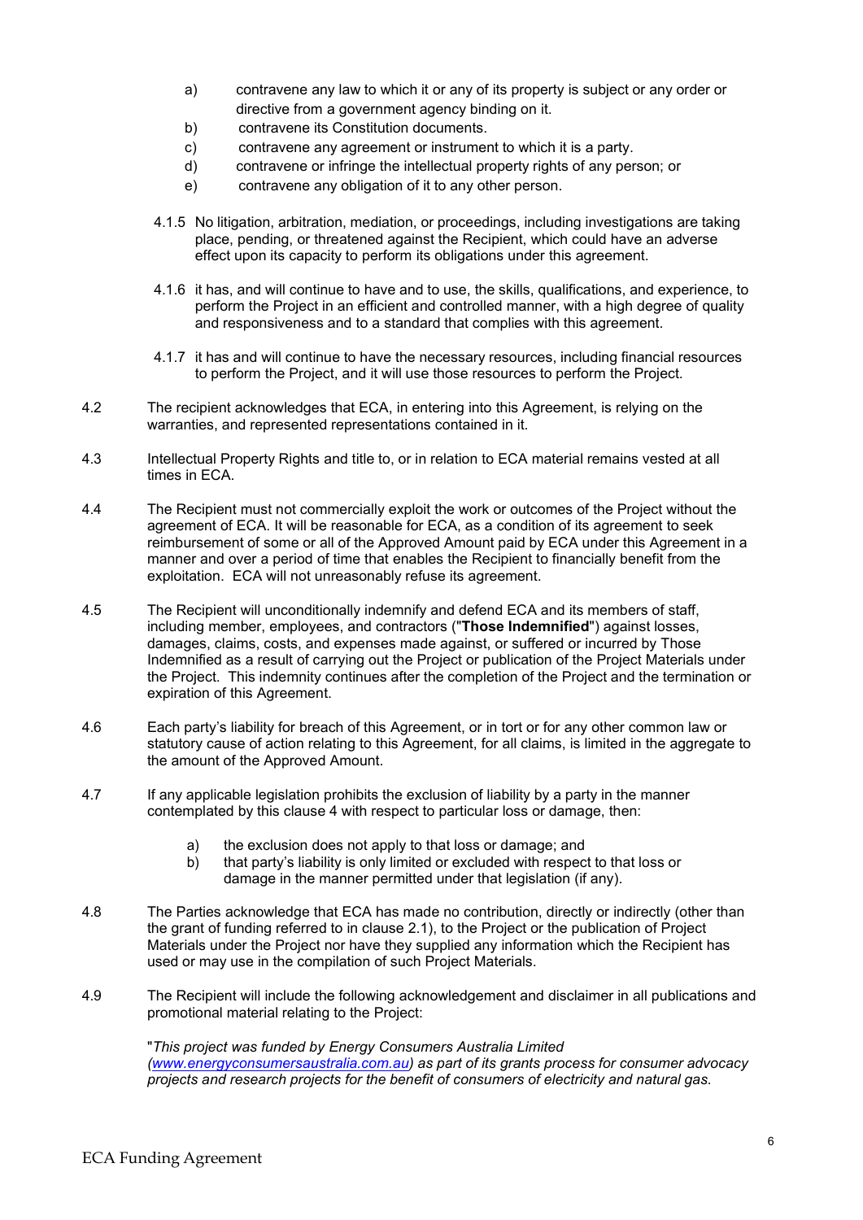a) contravene any law to which it or any of its property is subject or any order or directive from a government agency binding on it.
b) contravene its Constitution documents.
c) contravene any agreement or instrument to which it is a party.
d) contravene or infringe the intellectual property rights of any person; or
e) contravene any obligation of it to any other person.

4.1.5 No litigation, arbitration, mediation, or proceedings, including investigations are taking place, pending, or threatened against the Recipient, which could have an adverse effect upon its capacity to perform its obligations under this agreement.

4.1.6 it has, and will continue to have and to use, the skills, qualifications, and experience, to perform the Project in an efficient and controlled manner, with a high degree of quality and responsiveness and to a standard that complies with this agreement.

4.1.7 it has and will continue to have the necessary resources, including financial resources to perform the Project, and it will use those resources to perform the Project.

4.2 The recipient acknowledges that ECA, in entering into this Agreement, is relying on the warranties, and represented representations contained in it.

4.3 Intellectual Property Rights and title to, or in relation to ECA material remains vested at all times in ECA.

4.4 The Recipient must not commercially exploit the work or outcomes of the Project without the agreement of ECA. It will be reasonable for ECA, as a condition of its agreement to seek reimbursement of some or all of the Approved Amount paid by ECA under this Agreement in a manner and over a period of time that enables the Recipient to financially benefit from the exploitation. ECA will not unreasonably refuse its agreement.

4.5 The Recipient will unconditionally indemnify and defend ECA and its members of staff, including member, employees, and contractors ("**Those Indemnified**") against losses, damages, claims, costs, and expenses made against, or suffered or incurred by Those Indemnified as a result of carrying out the Project or publication of the Project Materials under the Project. This indemnity continues after the completion of the Project and the termination or expiration of this Agreement.

4.6 Each party's liability for breach of this Agreement, or in tort or for any other common law or statutory cause of action relating to this Agreement, for all claims, is limited in the aggregate to the amount of the Approved Amount.

4.7 If any applicable legislation prohibits the exclusion of liability by a party in the manner contemplated by this clause 4 with respect to particular loss or damage, then:

a) the exclusion does not apply to that loss or damage; and
b) that party's liability is only limited or excluded with respect to that loss or damage in the manner permitted under that legislation (if any).

4.8 The Parties acknowledge that ECA has made no contribution, directly or indirectly (other than the grant of funding referred to in clause 2.1), to the Project or the publication of Project Materials under the Project nor have they supplied any information which the Recipient has used or may use in the compilation of such Project Materials.

4.9 The Recipient will include the following acknowledgement and disclaimer in all publications and promotional material relating to the Project:

"*This project was funded by Energy Consumers Australia Limited (www.energyconsumersaustralia.com.au) as part of its grants process for consumer advocacy projects and research projects for the benefit of consumers of electricity and natural gas.*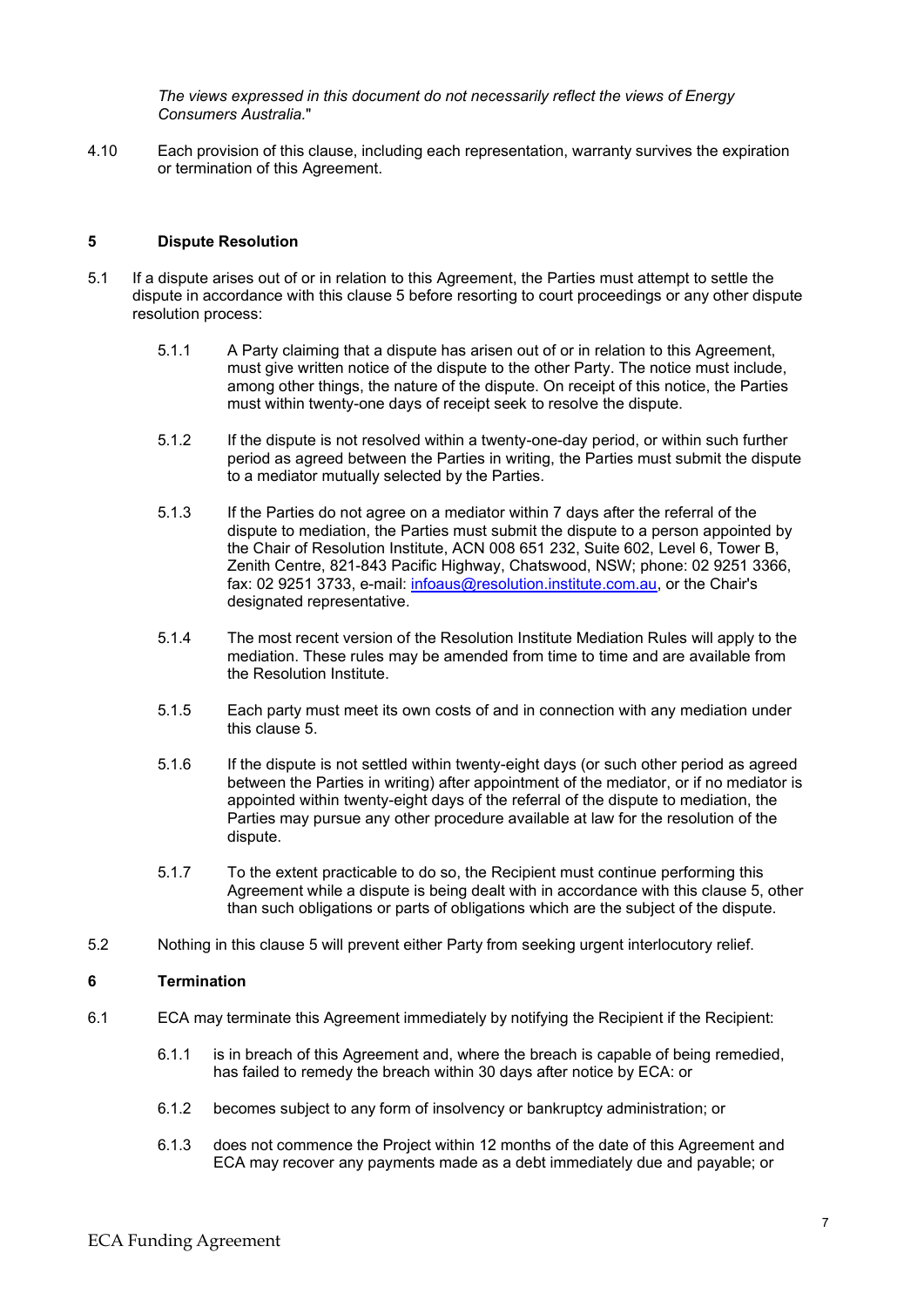*The views expressed in this document do not necessarily reflect the views of Energy Consumers Australia.*"

4.10 Each provision of this clause, including each representation, warranty survives the expiration or termination of this Agreement.

## 5 Dispute Resolution

5.1 If a dispute arises out of or in relation to this Agreement, the Parties must attempt to settle the dispute in accordance with this clause 5 before resorting to court proceedings or any other dispute resolution process:

5.1.1 A Party claiming that a dispute has arisen out of or in relation to this Agreement, must give written notice of the dispute to the other Party. The notice must include, among other things, the nature of the dispute. On receipt of this notice, the Parties must within twenty-one days of receipt seek to resolve the dispute.

5.1.2 If the dispute is not resolved within a twenty-one-day period, or within such further period as agreed between the Parties in writing, the Parties must submit the dispute to a mediator mutually selected by the Parties.

5.1.3 If the Parties do not agree on a mediator within 7 days after the referral of the dispute to mediation, the Parties must submit the dispute to a person appointed by the Chair of Resolution Institute, ACN 008 651 232, Suite 602, Level 6, Tower B, Zenith Centre, 821-843 Pacific Highway, Chatswood, NSW; phone: 02 9251 3366, fax: 02 9251 3733, e-mail: infoaus@resolution.institute.com.au, or the Chair's designated representative.

5.1.4 The most recent version of the Resolution Institute Mediation Rules will apply to the mediation. These rules may be amended from time to time and are available from the Resolution Institute.

5.1.5 Each party must meet its own costs of and in connection with any mediation under this clause 5.

5.1.6 If the dispute is not settled within twenty-eight days (or such other period as agreed between the Parties in writing) after appointment of the mediator, or if no mediator is appointed within twenty-eight days of the referral of the dispute to mediation, the Parties may pursue any other procedure available at law for the resolution of the dispute.

5.1.7 To the extent practicable to do so, the Recipient must continue performing this Agreement while a dispute is being dealt with in accordance with this clause 5, other than such obligations or parts of obligations which are the subject of the dispute.

5.2 Nothing in this clause 5 will prevent either Party from seeking urgent interlocutory relief.

## 6 Termination

6.1 ECA may terminate this Agreement immediately by notifying the Recipient if the Recipient:

6.1.1 is in breach of this Agreement and, where the breach is capable of being remedied, has failed to remedy the breach within 30 days after notice by ECA: or

6.1.2 becomes subject to any form of insolvency or bankruptcy administration; or

6.1.3 does not commence the Project within 12 months of the date of this Agreement and ECA may recover any payments made as a debt immediately due and payable; or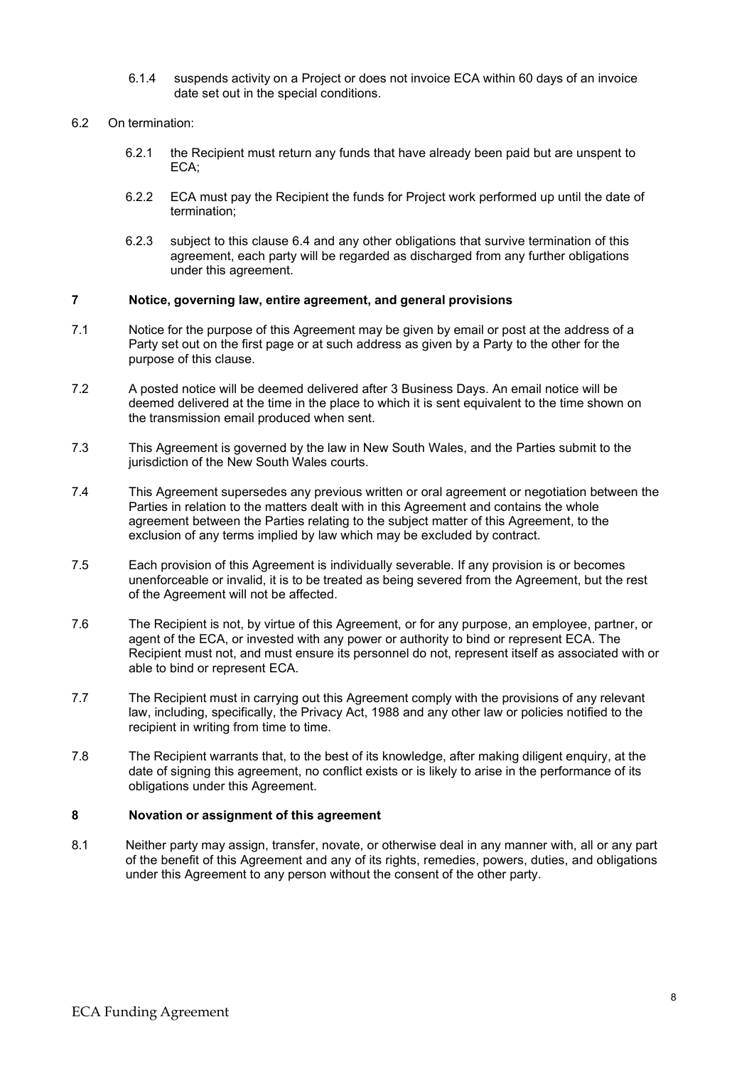6.1.4 suspends activity on a Project or does not invoice ECA within 60 days of an invoice date set out in the special conditions.

6.2 On termination:

6.2.1 the Recipient must return any funds that have already been paid but are unspent to ECA;

6.2.2 ECA must pay the Recipient the funds for Project work performed up until the date of termination;

6.2.3 subject to this clause 6.4 and any other obligations that survive termination of this agreement, each party will be regarded as discharged from any further obligations under this agreement.

## 7 Notice, governing law, entire agreement, and general provisions

7.1 Notice for the purpose of this Agreement may be given by email or post at the address of a Party set out on the first page or at such address as given by a Party to the other for the purpose of this clause.

7.2 A posted notice will be deemed delivered after 3 Business Days. An email notice will be deemed delivered at the time in the place to which it is sent equivalent to the time shown on the transmission email produced when sent.

7.3 This Agreement is governed by the law in New South Wales, and the Parties submit to the jurisdiction of the New South Wales courts.

7.4 This Agreement supersedes any previous written or oral agreement or negotiation between the Parties in relation to the matters dealt with in this Agreement and contains the whole agreement between the Parties relating to the subject matter of this Agreement, to the exclusion of any terms implied by law which may be excluded by contract.

7.5 Each provision of this Agreement is individually severable. If any provision is or becomes unenforceable or invalid, it is to be treated as being severed from the Agreement, but the rest of the Agreement will not be affected.

7.6 The Recipient is not, by virtue of this Agreement, or for any purpose, an employee, partner, or agent of the ECA, or invested with any power or authority to bind or represent ECA. The Recipient must not, and must ensure its personnel do not, represent itself as associated with or able to bind or represent ECA.

7.7 The Recipient must in carrying out this Agreement comply with the provisions of any relevant law, including, specifically, the Privacy Act, 1988 and any other law or policies notified to the recipient in writing from time to time.

7.8 The Recipient warrants that, to the best of its knowledge, after making diligent enquiry, at the date of signing this agreement, no conflict exists or is likely to arise in the performance of its obligations under this Agreement.

## 8 Novation or assignment of this agreement

8.1 Neither party may assign, transfer, novate, or otherwise deal in any manner with, all or any part of the benefit of this Agreement and any of its rights, remedies, powers, duties, and obligations under this Agreement to any person without the consent of the other party.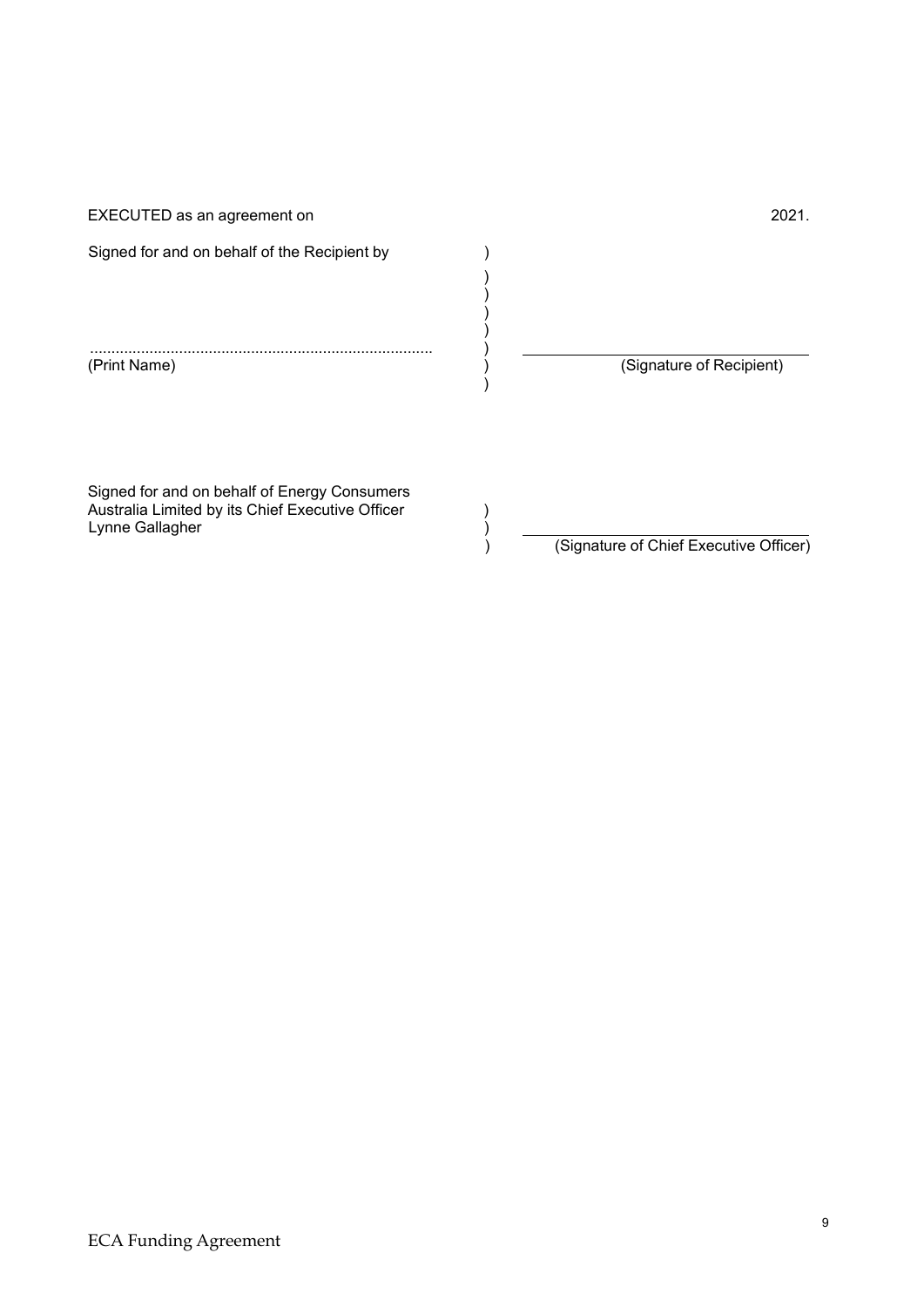EXECUTED as an agreement on 2021.

| | | |
|---|---|---|
| Signed for and on behalf of the Recipient by<br><br>................................................................................<br>(Print Name) | )<br>)<br>)<br>)<br>)<br>)<br>)<br>) | ______________________________<br>(Signature of Recipient) |
| Signed for and on behalf of Energy Consumers Australia Limited by its Chief Executive Officer Lynne Gallagher | )<br>)<br>) | ______________________________<br>(Signature of Chief Executive Officer) |

ECA Funding Agreement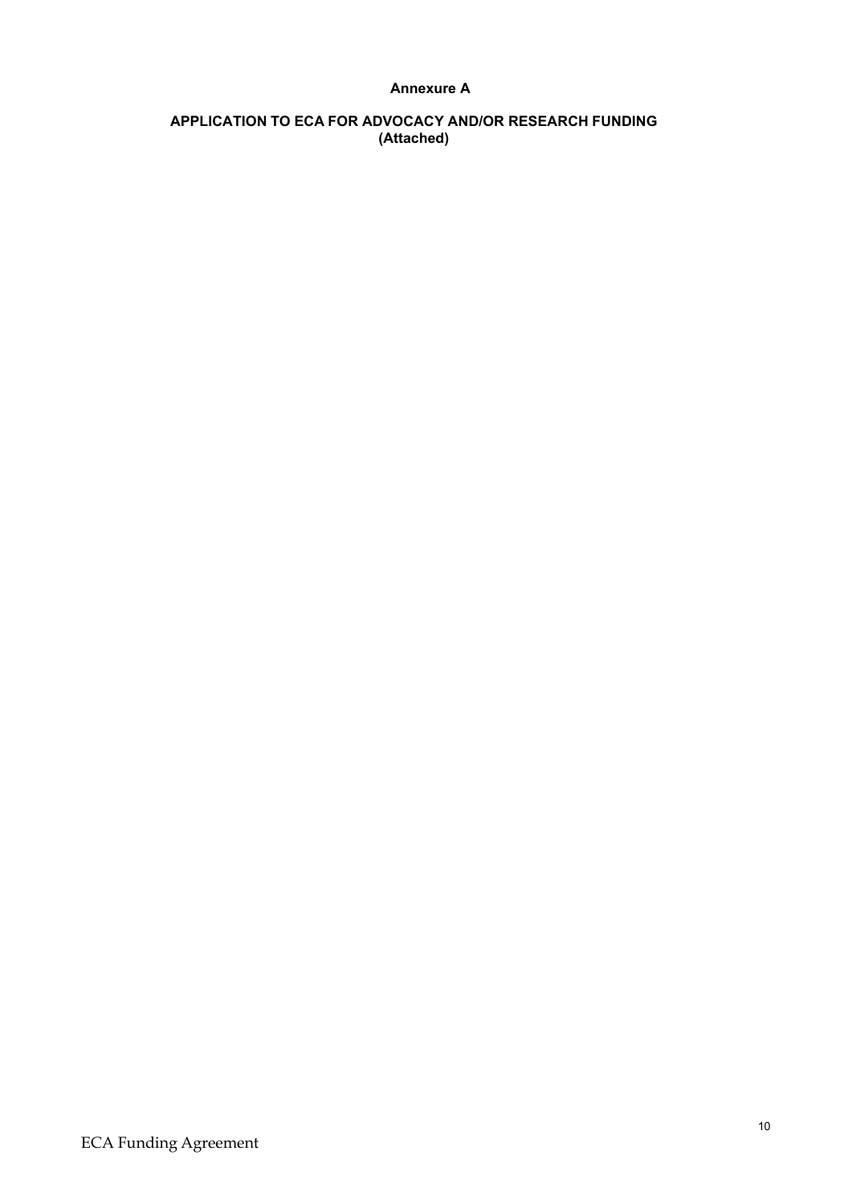**Annexure A**

**APPLICATION TO ECA FOR ADVOCACY AND/OR RESEARCH FUNDING**
**(Attached)**